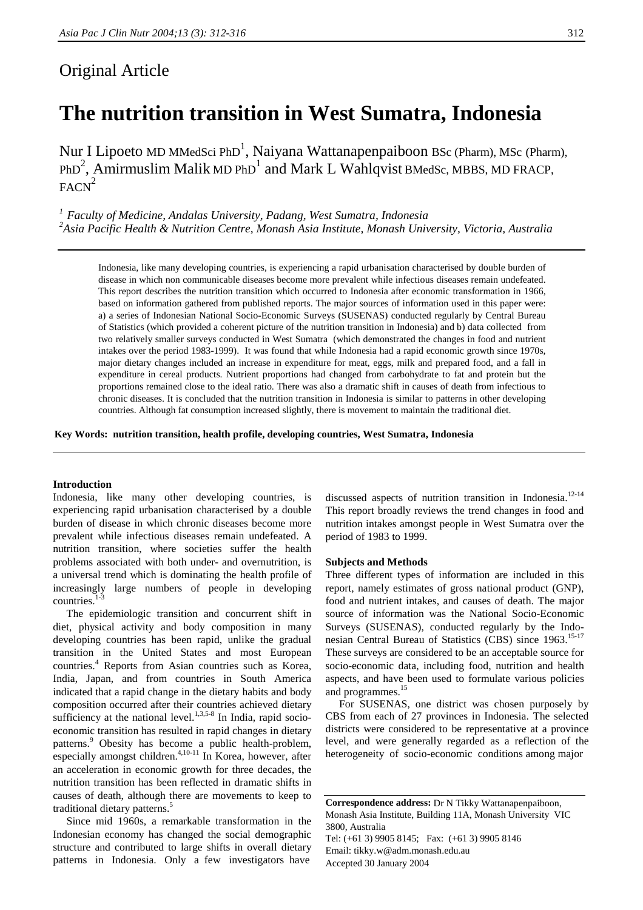Original Article

# The nutrition transition in West Sumatra, Indonesia

Nur I Lipoeto MD MMedSci PhD[1], Naiyana Wattanapenpaiboon BSc (Pharm), MSc (Pharm), PhD[2], Amirmuslim Malik MD PhD[1] and Mark L Wahlqvist BMedSc, MBBS, MD FRACP, FACN[2]

*[1] Faculty of Medicine, Andalas University, Padang, West Sumatra, Indonesia*
*[2]Asia Pacific Health & Nutrition Centre, Monash Asia Institute, Monash University, Victoria, Australia*

Indonesia, like many developing countries, is experiencing a rapid urbanisation characterised by double burden of disease in which non communicable diseases become more prevalent while infectious diseases remain undefeated. This report describes the nutrition transition which occurred to Indonesia after economic transformation in 1966, based on information gathered from published reports. The major sources of information used in this paper were: a) a series of Indonesian National Socio-Economic Surveys (SUSENAS) conducted regularly by Central Bureau of Statistics (which provided a coherent picture of the nutrition transition in Indonesia) and b) data collected from two relatively smaller surveys conducted in West Sumatra (which demonstrated the changes in food and nutrient intakes over the period 1983-1999). It was found that while Indonesia had a rapid economic growth since 1970s, major dietary changes included an increase in expenditure for meat, eggs, milk and prepared food, and a fall in expenditure in cereal products. Nutrient proportions had changed from carbohydrate to fat and protein but the proportions remained close to the ideal ratio. There was also a dramatic shift in causes of death from infectious to chronic diseases. It is concluded that the nutrition transition in Indonesia is similar to patterns in other developing countries. Although fat consumption increased slightly, there is movement to maintain the traditional diet.

**Key Words: nutrition transition, health profile, developing countries, West Sumatra, Indonesia**

## Introduction

Indonesia, like many other developing countries, is experiencing rapid urbanisation characterised by a double burden of disease in which chronic diseases become more prevalent while infectious diseases remain undefeated. A nutrition transition, where societies suffer the health problems associated with both under- and overnutrition, is a universal trend which is dominating the health profile of increasingly large numbers of people in developing countries.[1-3]

The epidemiologic transition and concurrent shift in diet, physical activity and body composition in many developing countries has been rapid, unlike the gradual transition in the United States and most European countries.[4] Reports from Asian countries such as Korea, India, Japan, and from countries in South America indicated that a rapid change in the dietary habits and body composition occurred after their countries achieved dietary sufficiency at the national level.[1,3,5-8] In India, rapid socio-economic transition has resulted in rapid changes in dietary patterns.[9] Obesity has become a public health-problem, especially amongst children.[4,10-11] In Korea, however, after an acceleration in economic growth for three decades, the nutrition transition has been reflected in dramatic shifts in causes of death, although there are movements to keep to traditional dietary patterns.[5]

Since mid 1960s, a remarkable transformation in the Indonesian economy has changed the social demographic structure and contributed to large shifts in overall dietary patterns in Indonesia. Only a few investigators have discussed aspects of nutrition transition in Indonesia.[12-14] This report broadly reviews the trend changes in food and nutrition intakes amongst people in West Sumatra over the period of 1983 to 1999.

## Subjects and Methods

Three different types of information are included in this report, namely estimates of gross national product (GNP), food and nutrient intakes, and causes of death. The major source of information was the National Socio-Economic Surveys (SUSENAS), conducted regularly by the Indonesian Central Bureau of Statistics (CBS) since 1963.[15-17] These surveys are considered to be an acceptable source for socio-economic data, including food, nutrition and health aspects, and have been used to formulate various policies and programmes.[15]

For SUSENAS, one district was chosen purposely by CBS from each of 27 provinces in Indonesia. The selected districts were considered to be representative at a province level, and were generally regarded as a reflection of the heterogeneity of socio-economic conditions among major

**Correspondence address:** Dr N Tikky Wattanapenpaiboon, Monash Asia Institute, Building 11A, Monash University VIC 3800, Australia
Tel: (+61 3) 9905 8145; Fax: (+61 3) 9905 8146
Email: tikky.w@adm.monash.edu.au
Accepted 30 January 2004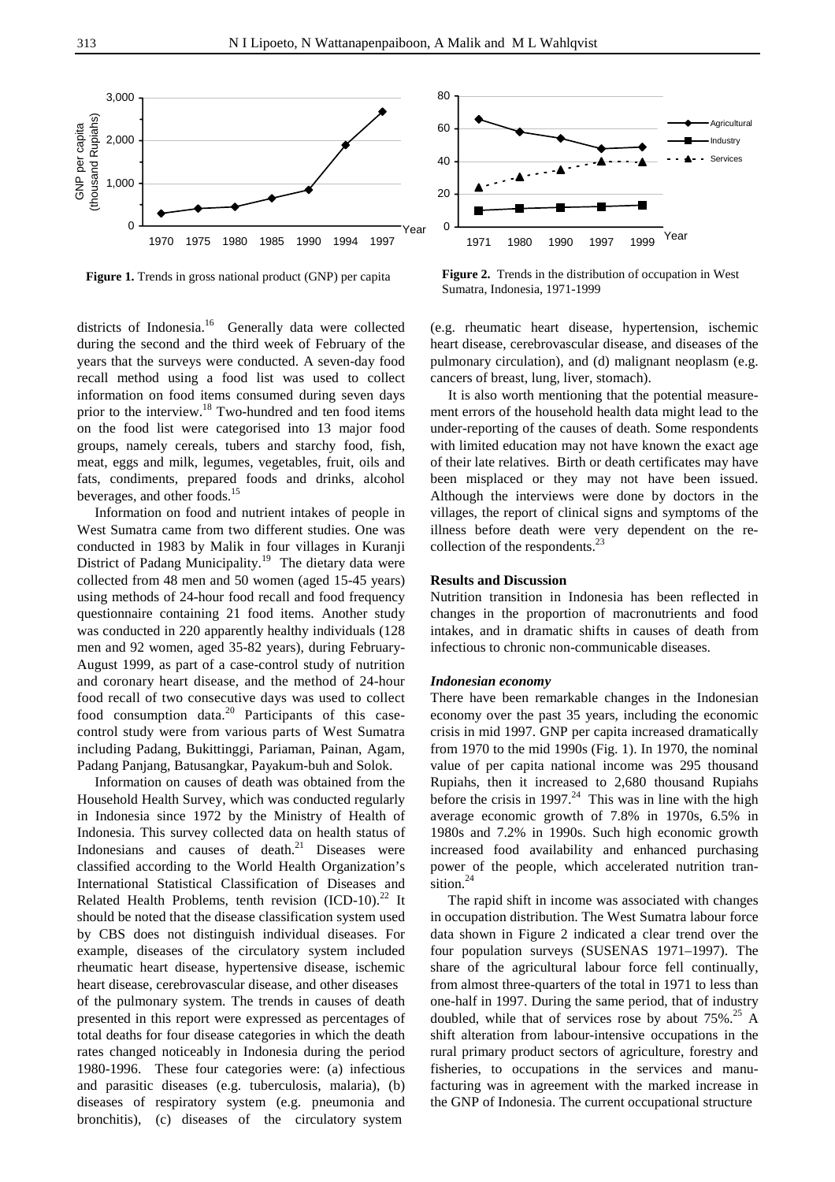Figure 1. Trends in gross national product (GNP) per capita

Figure 2. Trends in the distribution of occupation in West Sumatra, Indonesia, 1971-1999

districts of Indonesia.[16] Generally data were collected during the second and the third week of February of the years that the surveys were conducted. A seven-day food recall method using a food list was used to collect information on food items consumed during seven days prior to the interview.[18] Two-hundred and ten food items on the food list were categorised into 13 major food groups, namely cereals, tubers and starchy food, fish, meat, eggs and milk, legumes, vegetables, fruit, oils and fats, condiments, prepared foods and drinks, alcohol beverages, and other foods.[15]

Information on food and nutrient intakes of people in West Sumatra came from two different studies. One was conducted in 1983 by Malik in four villages in Kuranji District of Padang Municipality.[19] The dietary data were collected from 48 men and 50 women (aged 15-45 years) using methods of 24-hour food recall and food frequency questionnaire containing 21 food items. Another study was conducted in 220 apparently healthy individuals (128 men and 92 women, aged 35-82 years), during February-August 1999, as part of a case-control study of nutrition and coronary heart disease, and the method of 24-hour food recall of two consecutive days was used to collect food consumption data.[20] Participants of this case-control study were from various parts of West Sumatra including Padang, Bukittinggi, Pariaman, Painan, Agam, Padang Panjang, Batusangkar, Payakum-buh and Solok.

Information on causes of death was obtained from the Household Health Survey, which was conducted regularly in Indonesia since 1972 by the Ministry of Health of Indonesia. This survey collected data on health status of Indonesians and causes of death.[21] Diseases were classified according to the World Health Organization's International Statistical Classification of Diseases and Related Health Problems, tenth revision (ICD-10).[22] It should be noted that the disease classification system used by CBS does not distinguish individual diseases. For example, diseases of the circulatory system included rheumatic heart disease, hypertensive disease, ischemic heart disease, cerebrovascular disease, and other diseases of the pulmonary system. The trends in causes of death presented in this report were expressed as percentages of total deaths for four disease categories in which the death rates changed noticeably in Indonesia during the period 1980-1996. These four categories were: (a) infectious and parasitic diseases (e.g. tuberculosis, malaria), (b) diseases of respiratory system (e.g. pneumonia and bronchitis), (c) diseases of the circulatory system (e.g. rheumatic heart disease, hypertension, ischemic heart disease, cerebrovascular disease, and diseases of the pulmonary circulation), and (d) malignant neoplasm (e.g. cancers of breast, lung, liver, stomach).

It is also worth mentioning that the potential measurement errors of the household health data might lead to the under-reporting of the causes of death. Some respondents with limited education may not have known the exact age of their late relatives. Birth or death certificates may have been misplaced or they may not have been issued. Although the interviews were done by doctors in the villages, the report of clinical signs and symptoms of the illness before death were very dependent on the re-collection of the respondents.[23]

### Results and Discussion

Nutrition transition in Indonesia has been reflected in changes in the proportion of macronutrients and food intakes, and in dramatic shifts in causes of death from infectious to chronic non-communicable diseases.

#### *Indonesian economy*

There have been remarkable changes in the Indonesian economy over the past 35 years, including the economic crisis in mid 1997. GNP per capita increased dramatically from 1970 to the mid 1990s (Fig. 1). In 1970, the nominal value of per capita national income was 295 thousand Rupiahs, then it increased to 2,680 thousand Rupiahs before the crisis in 1997.[24] This was in line with the high average economic growth of 7.8% in 1970s, 6.5% in 1980s and 7.2% in 1990s. Such high economic growth increased food availability and enhanced purchasing power of the people, which accelerated nutrition transition.[24]

The rapid shift in income was associated with changes in occupation distribution. The West Sumatra labour force data shown in Figure 2 indicated a clear trend over the four population surveys (SUSENAS 1971–1997). The share of the agricultural labour force fell continually, from almost three-quarters of the total in 1971 to less than one-half in 1997. During the same period, that of industry doubled, while that of services rose by about 75%.[25] A shift alteration from labour-intensive occupations in the rural primary product sectors of agriculture, forestry and fisheries, to occupations in the services and manufacturing was in agreement with the marked increase in the GNP of Indonesia. The current occupational structure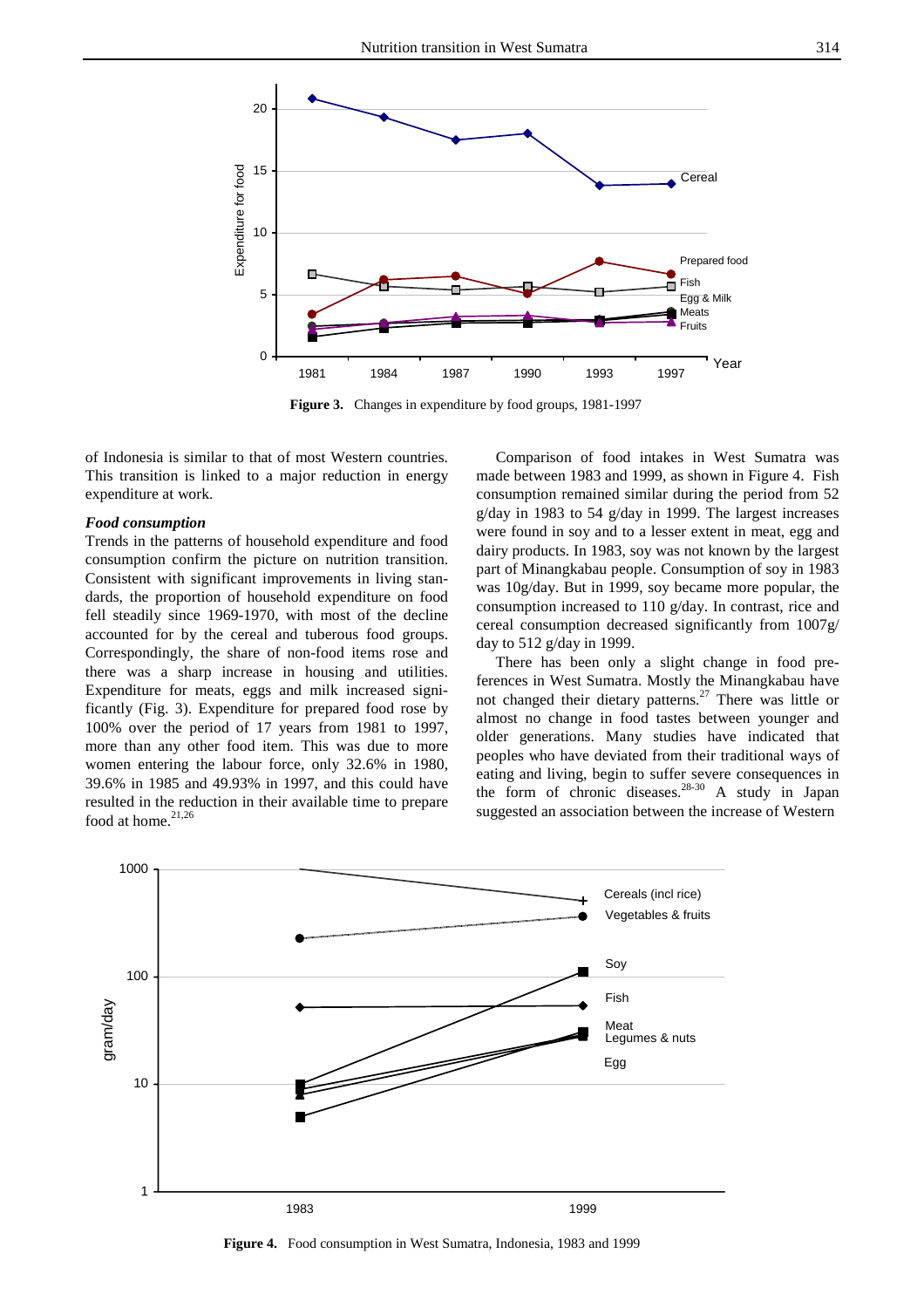Figure 3. Changes in expenditure by food groups, 1981-1997

of Indonesia is similar to that of most Western countries. This transition is linked to a major reduction in energy expenditure at work.

### *Food consumption*

Trends in the patterns of household expenditure and food consumption confirm the picture on nutrition transition. Consistent with significant improvements in living standards, the proportion of household expenditure on food fell steadily since 1969-1970, with most of the decline accounted for by the cereal and tuberous food groups. Correspondingly, the share of non-food items rose and there was a sharp increase in housing and utilities. Expenditure for meats, eggs and milk increased significantly (Fig. 3). Expenditure for prepared food rose by 100% over the period of 17 years from 1981 to 1997, more than any other food item. This was due to more women entering the labour force, only 32.6% in 1980, 39.6% in 1985 and 49.93% in 1997, and this could have resulted in the reduction in their available time to prepare food at home.[21,26]

Comparison of food intakes in West Sumatra was made between 1983 and 1999, as shown in Figure 4. Fish consumption remained similar during the period from 52 g/day in 1983 to 54 g/day in 1999. The largest increases were found in soy and to a lesser extent in meat, egg and dairy products. In 1983, soy was not known by the largest part of Minangkabau people. Consumption of soy in 1983 was 10g/day. But in 1999, soy became more popular, the consumption increased to 110 g/day. In contrast, rice and cereal consumption decreased significantly from 1007g/day to 512 g/day in 1999.

There has been only a slight change in food preferences in West Sumatra. Mostly the Minangkabau have not changed their dietary patterns.[27] There was little or almost no change in food tastes between younger and older generations. Many studies have indicated that peoples who have deviated from their traditional ways of eating and living, begin to suffer severe consequences in the form of chronic diseases.[28-30] A study in Japan suggested an association between the increase of Western

Figure 4. Food consumption in West Sumatra, Indonesia, 1983 and 1999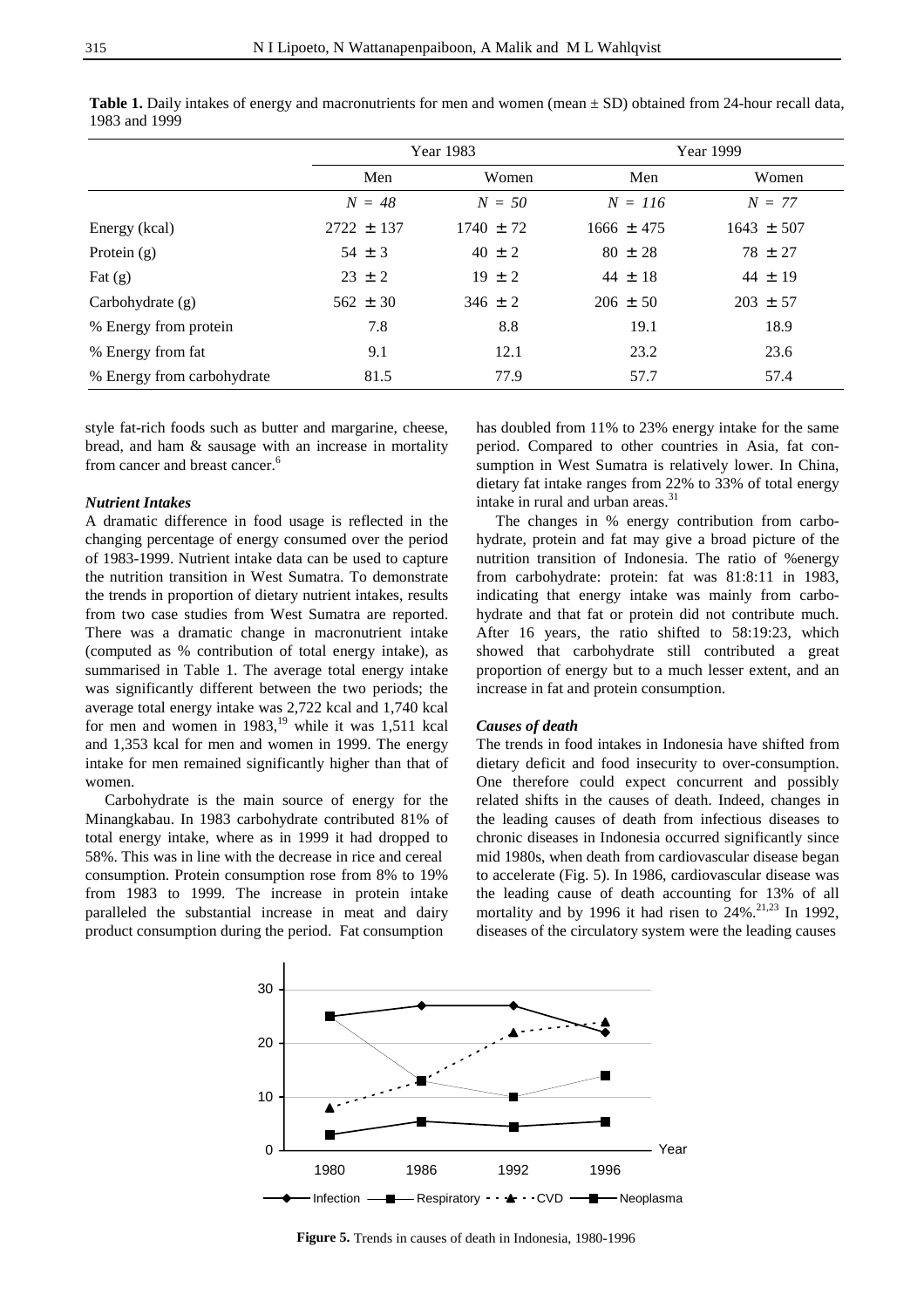**Table 1.** Daily intakes of energy and macronutrients for men and women (mean ± SD) obtained from 24-hour recall data, 1983 and 1999

| | Year 1983 | | Year 1999 | |
|---|---|---|---|---|
| | Men | Women | Men | Women |
| | *N = 48* | *N = 50* | *N = 116* | *N = 77* |
| Energy (kcal) | 2722 ± 137 | 1740 ± 72 | 1666 ± 475 | 1643 ± 507 |
| Protein (g) | 54 ± 3 | 40 ± 2 | 80 ± 28 | 78 ± 27 |
| Fat (g) | 23 ± 2 | 19 ± 2 | 44 ± 18 | 44 ± 19 |
| Carbohydrate (g) | 562 ± 30 | 346 ± 2 | 206 ± 50 | 203 ± 57 |
| % Energy from protein | 7.8 | 8.8 | 19.1 | 18.9 |
| % Energy from fat | 9.1 | 12.1 | 23.2 | 23.6 |
| % Energy from carbohydrate | 81.5 | 77.9 | 57.7 | 57.4 |

style fat-rich foods such as butter and margarine, cheese, bread, and ham & sausage with an increase in mortality from cancer and breast cancer.[6]

### *Nutrient Intakes*

A dramatic difference in food usage is reflected in the changing percentage of energy consumed over the period of 1983-1999. Nutrient intake data can be used to capture the nutrition transition in West Sumatra. To demonstrate the trends in proportion of dietary nutrient intakes, results from two case studies from West Sumatra are reported. There was a dramatic change in macronutrient intake (computed as % contribution of total energy intake), as summarised in Table 1. The average total energy intake was significantly different between the two periods; the average total energy intake was 2,722 kcal and 1,740 kcal for men and women in 1983,[19] while it was 1,511 kcal and 1,353 kcal for men and women in 1999. The energy intake for men remained significantly higher than that of women.

Carbohydrate is the main source of energy for the Minangkabau. In 1983 carbohydrate contributed 81% of total energy intake, where as in 1999 it had dropped to 58%. This was in line with the decrease in rice and cereal consumption. Protein consumption rose from 8% to 19% from 1983 to 1999. The increase in protein intake paralleled the substantial increase in meat and dairy product consumption during the period. Fat consumption has doubled from 11% to 23% energy intake for the same period. Compared to other countries in Asia, fat consumption in West Sumatra is relatively lower. In China, dietary fat intake ranges from 22% to 33% of total energy intake in rural and urban areas.[31]

The changes in % energy contribution from carbohydrate, protein and fat may give a broad picture of the nutrition transition of Indonesia. The ratio of %energy from carbohydrate: protein: fat was 81:8:11 in 1983, indicating that energy intake was mainly from carbohydrate and that fat or protein did not contribute much. After 16 years, the ratio shifted to 58:19:23, which showed that carbohydrate still contributed a great proportion of energy but to a much lesser extent, and an increase in fat and protein consumption.

### *Causes of death*

The trends in food intakes in Indonesia have shifted from dietary deficit and food insecurity to over-consumption. One therefore could expect concurrent and possibly related shifts in the causes of death. Indeed, changes in the leading causes of death from infectious diseases to chronic diseases in Indonesia occurred significantly since mid 1980s, when death from cardiovascular disease began to accelerate (Fig. 5). In 1986, cardiovascular disease was the leading cause of death accounting for 13% of all mortality and by 1996 it had risen to 24%.[21,23] In 1992, diseases of the circulatory system were the leading causes

**Figure 5.** Trends in causes of death in Indonesia, 1980-1996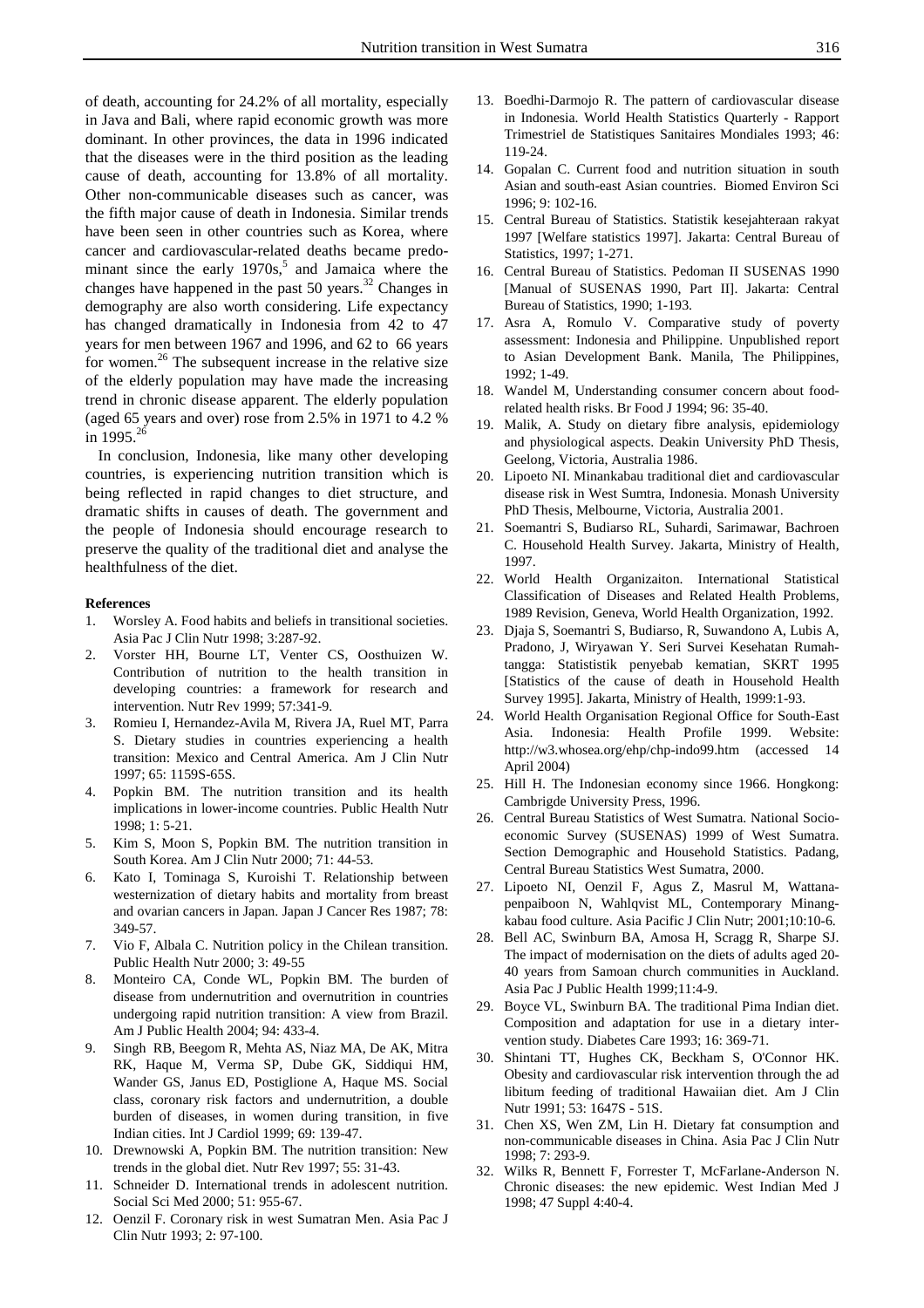of death, accounting for 24.2% of all mortality, especially in Java and Bali, where rapid economic growth was more dominant. In other provinces, the data in 1996 indicated that the diseases were in the third position as the leading cause of death, accounting for 13.8% of all mortality. Other non-communicable diseases such as cancer, was the fifth major cause of death in Indonesia. Similar trends have been seen in other countries such as Korea, where cancer and cardiovascular-related deaths became predominant since the early 1970s,[5] and Jamaica where the changes have happened in the past 50 years.[32] Changes in demography are also worth considering. Life expectancy has changed dramatically in Indonesia from 42 to 47 years for men between 1967 and 1996, and 62 to 66 years for women.[26] The subsequent increase in the relative size of the elderly population may have made the increasing trend in chronic disease apparent. The elderly population (aged 65 years and over) rose from 2.5% in 1971 to 4.2 % in 1995.[26]

In conclusion, Indonesia, like many other developing countries, is experiencing nutrition transition which is being reflected in rapid changes to diet structure, and dramatic shifts in causes of death. The government and the people of Indonesia should encourage research to preserve the quality of the traditional diet and analyse the healthfulness of the diet.

**References**

1. Worsley A. Food habits and beliefs in transitional societies. Asia Pac J Clin Nutr 1998; 3:287-92.
2. Vorster HH, Bourne LT, Venter CS, Oosthuizen W. Contribution of nutrition to the health transition in developing countries: a framework for research and intervention. Nutr Rev 1999; 57:341-9.
3. Romieu I, Hernandez-Avila M, Rivera JA, Ruel MT, Parra S. Dietary studies in countries experiencing a health transition: Mexico and Central America. Am J Clin Nutr 1997; 65: 1159S-65S.
4. Popkin BM. The nutrition transition and its health implications in lower-income countries. Public Health Nutr 1998; 1: 5-21.
5. Kim S, Moon S, Popkin BM. The nutrition transition in South Korea. Am J Clin Nutr 2000; 71: 44-53.
6. Kato I, Tominaga S, Kuroishi T. Relationship between westernization of dietary habits and mortality from breast and ovarian cancers in Japan. Japan J Cancer Res 1987; 78: 349-57.
7. Vio F, Albala C. Nutrition policy in the Chilean transition. Public Health Nutr 2000; 3: 49-55
8. Monteiro CA, Conde WL, Popkin BM. The burden of disease from undernutrition and overnutrition in countries undergoing rapid nutrition transition: A view from Brazil. Am J Public Health 2004; 94: 433-4.
9. Singh RB, Beegom R, Mehta AS, Niaz MA, De AK, Mitra RK, Haque M, Verma SP, Dube GK, Siddiqui HM, Wander GS, Janus ED, Postiglione A, Haque MS. Social class, coronary risk factors and undernutrition, a double burden of diseases, in women during transition, in five Indian cities. Int J Cardiol 1999; 69: 139-47.
10. Drewnowski A, Popkin BM. The nutrition transition: New trends in the global diet. Nutr Rev 1997; 55: 31-43.
11. Schneider D. International trends in adolescent nutrition. Social Sci Med 2000; 51: 955-67.
12. Oenzil F. Coronary risk in west Sumatran Men. Asia Pac J Clin Nutr 1993; 2: 97-100.
13. Boedhi-Darmojo R. The pattern of cardiovascular disease in Indonesia. World Health Statistics Quarterly - Rapport Trimestriel de Statistiques Sanitaires Mondiales 1993; 46: 119-24.
14. Gopalan C. Current food and nutrition situation in south Asian and south-east Asian countries. Biomed Environ Sci 1996; 9: 102-16.
15. Central Bureau of Statistics. Statistik kesejahteraan rakyat 1997 [Welfare statistics 1997]. Jakarta: Central Bureau of Statistics, 1997; 1-271.
16. Central Bureau of Statistics. Pedoman II SUSENAS 1990 [Manual of SUSENAS 1990, Part II]. Jakarta: Central Bureau of Statistics, 1990; 1-193.
17. Asra A, Romulo V. Comparative study of poverty assessment: Indonesia and Philippine. Unpublished report to Asian Development Bank. Manila, The Philippines, 1992; 1-49.
18. Wandel M, Understanding consumer concern about food-related health risks. Br Food J 1994; 96: 35-40.
19. Malik, A. Study on dietary fibre analysis, epidemiology and physiological aspects. Deakin University PhD Thesis, Geelong, Victoria, Australia 1986.
20. Lipoeto NI. Minankabau traditional diet and cardiovascular disease risk in West Sumtra, Indonesia. Monash University PhD Thesis, Melbourne, Victoria, Australia 2001.
21. Soemantri S, Budiarso RL, Suhardi, Sarimawar, Bachroen C. Household Health Survey. Jakarta, Ministry of Health, 1997.
22. World Health Organizaiton. International Statistical Classification of Diseases and Related Health Problems, 1989 Revision, Geneva, World Health Organization, 1992.
23. Djaja S, Soemantri S, Budiarso, R, Suwandono A, Lubis A, Pradono, J, Wiryawan Y. Seri Survei Kesehatan Rumah-tangga: Statististik penyebab kematian, SKRT 1995 [Statistics of the cause of death in Household Health Survey 1995]. Jakarta, Ministry of Health, 1999:1-93.
24. World Health Organisation Regional Office for South-East Asia. Indonesia: Health Profile 1999. Website: http://w3.whosea.org/ehp/chp-indo99.htm (accessed 14 April 2004)
25. Hill H. The Indonesian economy since 1966. Hongkong: Cambrigde University Press, 1996.
26. Central Bureau Statistics of West Sumatra. National Socio-economic Survey (SUSENAS) 1999 of West Sumatra. Section Demographic and Household Statistics. Padang, Central Bureau Statistics West Sumatra, 2000.
27. Lipoeto NI, Oenzil F, Agus Z, Masrul M, Wattana-penpaiboon N, Wahlqvist ML, Contemporary Minang-kabau food culture. Asia Pacific J Clin Nutr; 2001;10:10-6.
28. Bell AC, Swinburn BA, Amosa H, Scragg R, Sharpe SJ. The impact of modernisation on the diets of adults aged 20-40 years from Samoan church communities in Auckland. Asia Pac J Public Health 1999;11:4-9.
29. Boyce VL, Swinburn BA. The traditional Pima Indian diet. Composition and adaptation for use in a dietary inter-vention study. Diabetes Care 1993; 16: 369-71.
30. Shintani TT, Hughes CK, Beckham S, O'Connor HK. Obesity and cardiovascular risk intervention through the ad libitum feeding of traditional Hawaiian diet. Am J Clin Nutr 1991; 53: 1647S - 51S.
31. Chen XS, Wen ZM, Lin H. Dietary fat consumption and non-communicable diseases in China. Asia Pac J Clin Nutr 1998; 7: 293-9.
32. Wilks R, Bennett F, Forrester T, McFarlane-Anderson N. Chronic diseases: the new epidemic. West Indian Med J 1998; 47 Suppl 4:40-4.